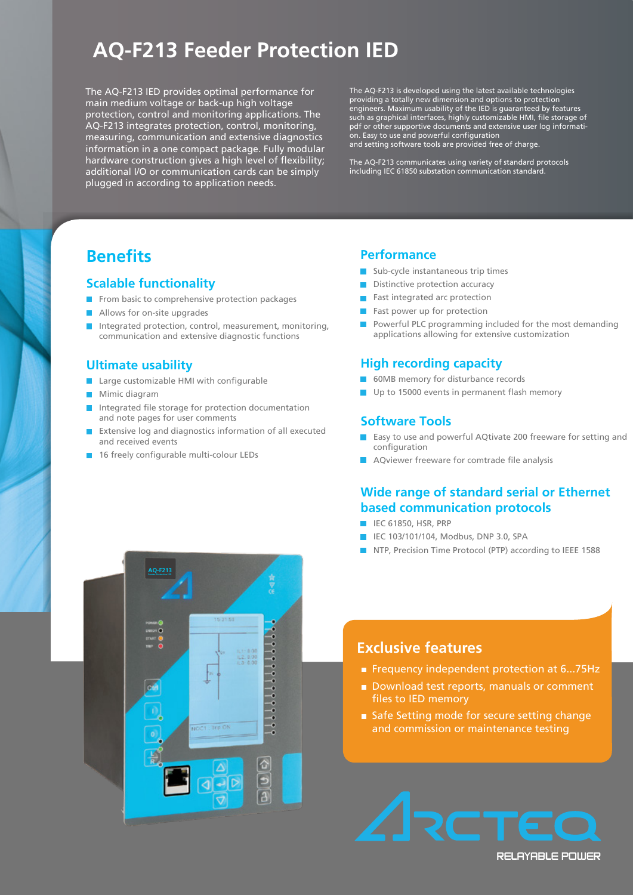# AQ-F213 Feeder Protection IED

The AQ-F213 IED provides optimal performance for main medium voltage or back-up high voltage protection, control and monitoring applications. The AQ-F213 integrates protection, control, monitoring, measuring, communication and extensive diagnostics information in a one compact package. Fully modular hardware construction gives a high level of flexibility; additional I/O or communication cards can be simply plugged in according to application needs.

The AQ-F213 is developed using the latest available technologies providing a totally new dimension and options to protection engineers. Maximum usability of the IED is guaranteed by features such as graphical interfaces, highly customizable HMI, file storage of pdf or other supportive documents and extensive user log information. Easy to use and powerful configuration and setting software tools are provided free of charge.

The AQ-F213 communicates using variety of standard protocols including IEC 61850 substation communication standard.

## Benefits

### Scalable functionality

- From basic to comprehensive protection packages
- Allows for on-site upgrades
- Integrated protection, control, measurement, monitoring, communication and extensive diagnostic functions

### Ultimate usability

- Large customizable HMI with configurable
- Mimic diagram
- Integrated file storage for protection documentation and note pages for user comments
- Extensive log and diagnostics information of all executed and received events
- 16 freely configurable multi-colour LEDs

### Performance

- Sub-cycle instantaneous trip times
- Distinctive protection accuracy
- Fast integrated arc protection
- Fast power up for protection
- Powerful PLC programming included for the most demanding applications allowing for extensive customization

### High recording capacity

- 60MB memory for disturbance records
- Up to 15000 events in permanent flash memory

### Software Tools

- Easy to use and powerful AQtivate 200 freeware for setting and configuration
- AQviewer freeware for comtrade file analysis

### Wide range of standard serial or Ethernet based communication protocols

- IEC 61850, HSR, PRP
- IEC 103/101/104, Modbus, DNP 3.0, SPA
- NTP, Precision Time Protocol (PTP) according to IEEE 1588

## Exclusive features

- Frequency independent protection at 6...75Hz
- Download test reports, manuals or comment files to IED memory
- Safe Setting mode for secure setting change and commission or maintenance testing

ARCTEQ
RELAYABLE POWER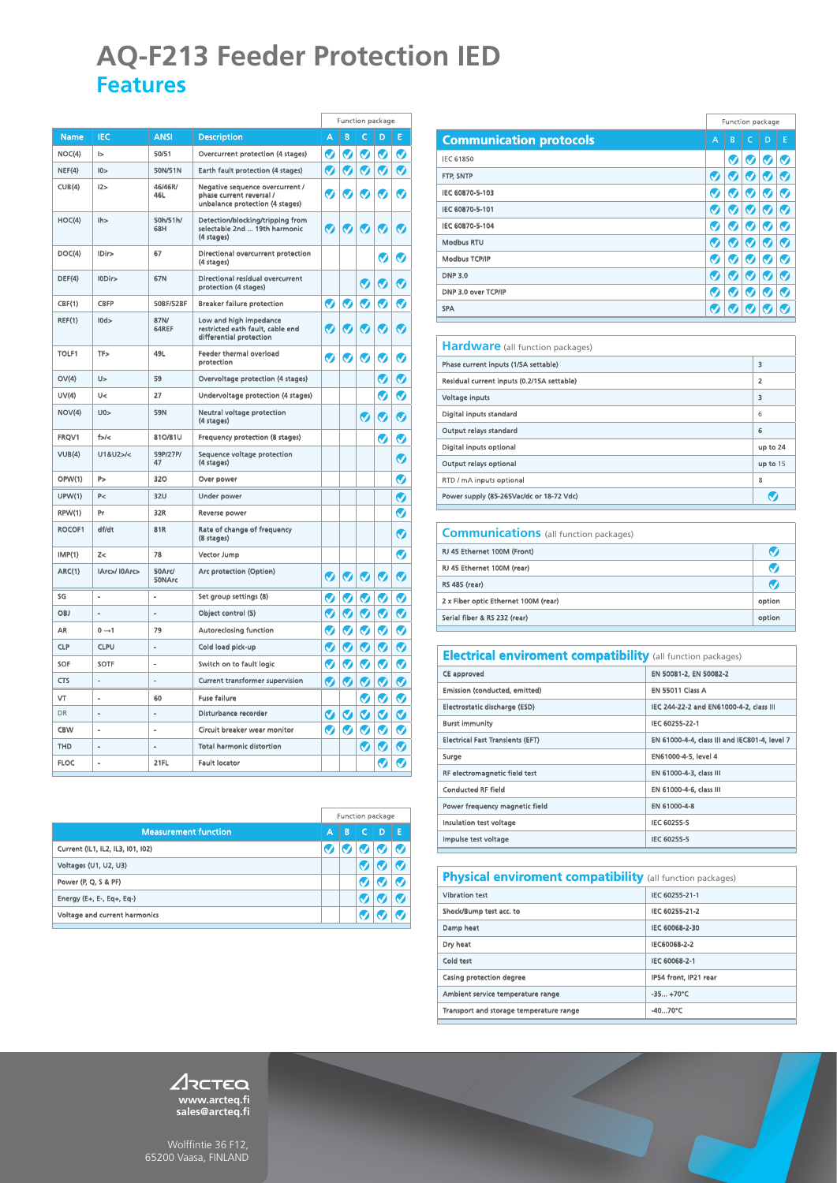# AQ-F213 Feeder Protection IED

## Features

| Name | IEC | ANSI | Description | Function package A | B | C | D | E |
|---|---|---|---|---|---|---|---|---|
| NOC(4) | I> | 50/51 | Overcurrent protection (4 stages) | ✓ | ✓ | ✓ | ✓ | ✓ |
| NEF(4) | I0> | 50N/51N | Earth fault protection (4 stages) | ✓ | ✓ | ✓ | ✓ | ✓ |
| CUB(4) | I2> | 46/46R/ 46L | Negative sequence overcurrent / phase current reversal / unbalance protection (4 stages) | ✓ | ✓ | ✓ | ✓ | ✓ |
| HOC(4) | Ih> | 50h/51h/ 68H | Detection/blocking/tripping from selectable 2nd ... 19th harmonic (4 stages) | ✓ | ✓ | ✓ | ✓ | ✓ |
| DOC(4) | IDir> | 67 | Directional overcurrent protection (4 stages) | | | | ✓ | ✓ |
| DEF(4) | I0Dir> | 67N | Directional residual overcurrent protection (4 stages) | | | ✓ | ✓ | ✓ |
| CBF(1) | CBFP | 50BF/52BF | Breaker failure protection | ✓ | ✓ | ✓ | ✓ | ✓ |
| REF(1) | I0d> | 87N/ 64REF | Low and high impedance restricted eath fault, cable end differential protection | ✓ | ✓ | ✓ | ✓ | ✓ |
| TOLF1 | TF> | 49L | Feeder thermal overload protection | ✓ | ✓ | ✓ | ✓ | ✓ |
| OV(4) | U> | 59 | Overvoltage protection (4 stages) | | | | ✓ | ✓ |
| UV(4) | U< | 27 | Undervoltage protection (4 stages) | | | | ✓ | ✓ |
| NOV(4) | U0> | 59N | Neutral voltage protection (4 stages) | | | ✓ | ✓ | ✓ |
| FRQV1 | f>/< | 81O/81U | Frequency protection (8 stages) | | | | ✓ | ✓ |
| VUB(4) | U1&U2>/< | 59P/27P/ 47 | Sequence voltage protection (4 stages) | | | | | ✓ |
| OPW(1) | P> | 32O | Over power | | | | | ✓ |
| UPW(1) | P< | 32U | Under power | | | | | ✓ |
| RPW(1) | Pr | 32R | Reverse power | | | | | ✓ |
| ROCOF1 | df/dt | 81R | Rate of change of frequency (8 stages) | | | | | ✓ |
| IMP(1) | Z< | 78 | Vector Jump | | | | | ✓ |
| ARC(1) | IArc>/ I0Arc> | 50Arc/ 50NArc | Arc protection (Option) | ✓ | ✓ | ✓ | ✓ | ✓ |
| SG | - | - | Set group settings (8) | ✓ | ✓ | ✓ | ✓ | ✓ |
| OBJ | - | - | Object control (5) | ✓ | ✓ | ✓ | ✓ | ✓ |
| AR | 0→1 | 79 | Autoreclosing function | ✓ | ✓ | ✓ | ✓ | ✓ |
| CLP | CLPU | - | Cold load pick-up | ✓ | ✓ | ✓ | ✓ | ✓ |
| SOF | SOTF | - | Switch on to fault logic | ✓ | ✓ | ✓ | ✓ | ✓ |
| CTS | - | - | Current transformer supervision | ✓ | ✓ | ✓ | ✓ | ✓ |
| VT | - | 60 | Fuse failure | | | ✓ | ✓ | ✓ |
| DR | - | - | Disturbance recorder | ✓ | ✓ | ✓ | ✓ | ✓ |
| CBW | - | - | Circuit breaker wear monitor | ✓ | ✓ | ✓ | ✓ | ✓ |
| THD | - | - | Total harmonic distortion | | | ✓ | ✓ | ✓ |
| FLOC | - | 21FL | Fault locator | | | | ✓ | ✓ |

| Measurement function | Function package A | B | C | D | E |
|---|---|---|---|---|---|
| Current (IL1, IL2, IL3, I01, I02) | ✓ | ✓ | ✓ | ✓ | ✓ |
| Voltages (U1, U2, U3) | | | ✓ | ✓ | ✓ |
| Power (P, Q, S & PF) | | | ✓ | ✓ | ✓ |
| Energy (E+, E-, Eq+, Eq-) | | | ✓ | ✓ | ✓ |
| Voltage and current harmonics | | | ✓ | ✓ | ✓ |

| Communication protocols | Function package A | B | C | D | E |
|---|---|---|---|---|---|
| IEC 61850 | | ✓ | ✓ | ✓ | ✓ |
| FTP, SNTP | ✓ | ✓ | ✓ | ✓ | ✓ |
| IEC 60870-5-103 | ✓ | ✓ | ✓ | ✓ | ✓ |
| IEC 60870-5-101 | ✓ | ✓ | ✓ | ✓ | ✓ |
| IEC 60870-5-104 | ✓ | ✓ | ✓ | ✓ | ✓ |
| Modbus RTU | ✓ | ✓ | ✓ | ✓ | ✓ |
| Modbus TCP/IP | ✓ | ✓ | ✓ | ✓ | ✓ |
| DNP 3.0 | ✓ | ✓ | ✓ | ✓ | ✓ |
| DNP 3.0 over TCP/IP | ✓ | ✓ | ✓ | ✓ | ✓ |
| SPA | ✓ | ✓ | ✓ | ✓ | ✓ |

| Hardware (all function packages) | |
|---|---|
| Phase current inputs (1/5A settable) | 3 |
| Residual current inputs (0.2/1/5A settable) | 2 |
| Voltage inputs | 3 |
| Digital inputs standard | 6 |
| Output relays standard | 6 |
| Digital inputs optional | up to 24 |
| Output relays optional | up to 15 |
| RTD / mA inputs optional | 8 |
| Power supply (85-265Vac/dc or 18-72 Vdc) | ✓ |

| Communications (all function packages) | |
|---|---|
| RJ 45 Ethernet 100M (Front) | ✓ |
| RJ 45 Ethernet 100M (rear) | ✓ |
| RS 485 (rear) | ✓ |
| 2 x Fiber optic Ethernet 100M (rear) | option |
| Serial fiber & RS 232 (rear) | option |

| Electrical enviroment compatibility (all function packages) | |
|---|---|
| CE approved | EN 50081-2, EN 50082-2 |
| Emission (conducted, emitted) | EN 55011 Class A |
| Electrostatic discharge (ESD) | IEC 244-22-2 and EN61000-4-2, class III |
| Burst immunity | IEC 60255-22-1 |
| Electrical Fast Transients (EFT) | EN 61000-4-4, class III and IEC801-4, level 7 |
| Surge | EN61000-4-5, level 4 |
| RF electromagnetic field test | EN 61000-4-3, class III |
| Conducted RF field | EN 61000-4-6, class III |
| Power frequency magnetic field | EN 61000-4-8 |
| Insulation test voltage | IEC 60255-5 |
| Impulse test voltage | IEC 60255-5 |

| Physical enviroment compatibility (all function packages) | |
|---|---|
| Vibration test | IEC 60255-21-1 |
| Shock/Bump test acc. to | IEC 60255-21-2 |
| Damp heat | IEC 60068-2-30 |
| Dry heat | IEC60068-2-2 |
| Cold test | IEC 60068-2-1 |
| Casing protection degree | IP54 front, IP21 rear |
| Ambient service temperature range | -35... +70°C |
| Transport and storage temperature range | -40...70°C |

ARCTEQ
www.arcteq.fi
sales@arcteq.fi

Wolffintie 36 F12,
65200 Vaasa, FINLAND